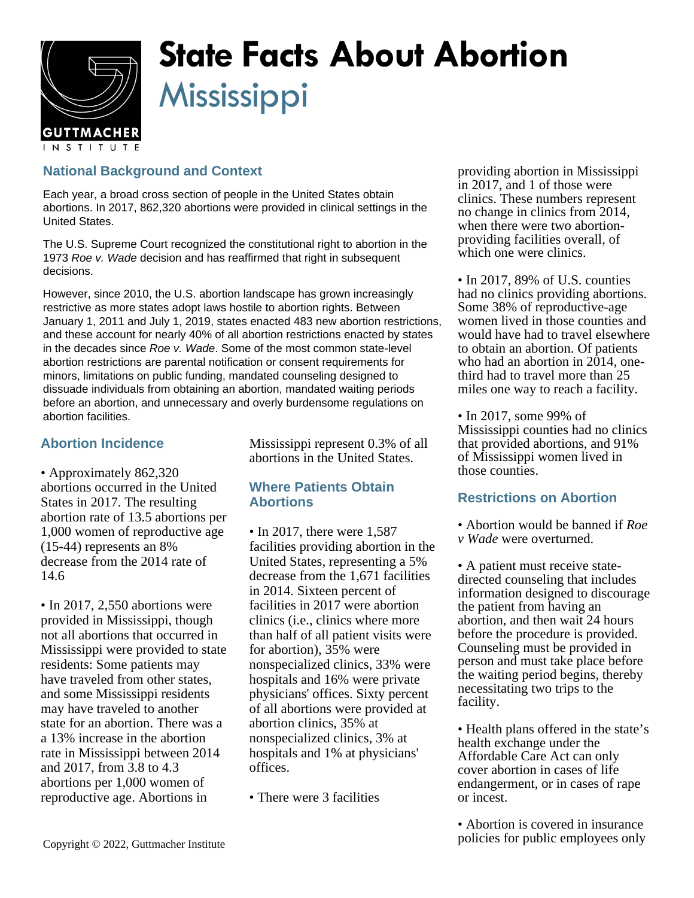# State Facts About Abortion

## Mississippi

GUTTMACHER INSTITUTE

### National Background and Context

Each year, a broad cross section of people in the United States obtain abortions. In 2017, 862,320 abortions were provided in clinical settings in the United States.

The U.S. Supreme Court recognized the constitutional right to abortion in the 1973 *Roe v. Wade* decision and has reaffirmed that right in subsequent decisions.

However, since 2010, the U.S. abortion landscape has grown increasingly restrictive as more states adopt laws hostile to abortion rights. Between January 1, 2011 and July 1, 2019, states enacted 483 new abortion restrictions, and these account for nearly 40% of all abortion restrictions enacted by states in the decades since *Roe v. Wade*. Some of the most common state-level abortion restrictions are parental notification or consent requirements for minors, limitations on public funding, mandated counseling designed to dissuade individuals from obtaining an abortion, mandated waiting periods before an abortion, and unnecessary and overly burdensome regulations on abortion facilities.

### Abortion Incidence

• Approximately 862,320 abortions occurred in the United States in 2017. The resulting abortion rate of 13.5 abortions per 1,000 women of reproductive age (15-44) represents an 8% decrease from the 2014 rate of 14.6

• In 2017, 2,550 abortions were provided in Mississippi, though not all abortions that occurred in Mississippi were provided to state residents: Some patients may have traveled from other states, and some Mississippi residents may have traveled to another state for an abortion. There was a 13% increase in the abortion rate in Mississippi between 2014 and 2017, from 3.8 to 4.3 abortions per 1,000 women of reproductive age. Abortions in Mississippi represent 0.3% of all abortions in the United States.

### Where Patients Obtain Abortions

• In 2017, there were 1,587 facilities providing abortion in the United States, representing a 5% decrease from the 1,671 facilities in 2014. Sixteen percent of facilities in 2017 were abortion clinics (i.e., clinics where more than half of all patient visits were for abortion), 35% were nonspecialized clinics, 33% were hospitals and 16% were private physicians' offices. Sixty percent of all abortions were provided at abortion clinics, 35% at nonspecialized clinics, 3% at hospitals and 1% at physicians' offices.

• There were 3 facilities providing abortion in Mississippi in 2017, and 1 of those were clinics. These numbers represent no change in clinics from 2014, when there were two abortion-providing facilities overall, of which one were clinics.

• In 2017, 89% of U.S. counties had no clinics providing abortions. Some 38% of reproductive-age women lived in those counties and would have had to travel elsewhere to obtain an abortion. Of patients who had an abortion in 2014, one-third had to travel more than 25 miles one way to reach a facility.

• In 2017, some 99% of Mississippi counties had no clinics that provided abortions, and 91% of Mississippi women lived in those counties.

### Restrictions on Abortion

• Abortion would be banned if *Roe v Wade* were overturned.

• A patient must receive state-directed counseling that includes information designed to discourage the patient from having an abortion, and then wait 24 hours before the procedure is provided. Counseling must be provided in person and must take place before the waiting period begins, thereby necessitating two trips to the facility.

• Health plans offered in the state's health exchange under the Affordable Care Act can only cover abortion in cases of life endangerment, or in cases of rape or incest.

• Abortion is covered in insurance policies for public employees only

Copyright © 2022, Guttmacher Institute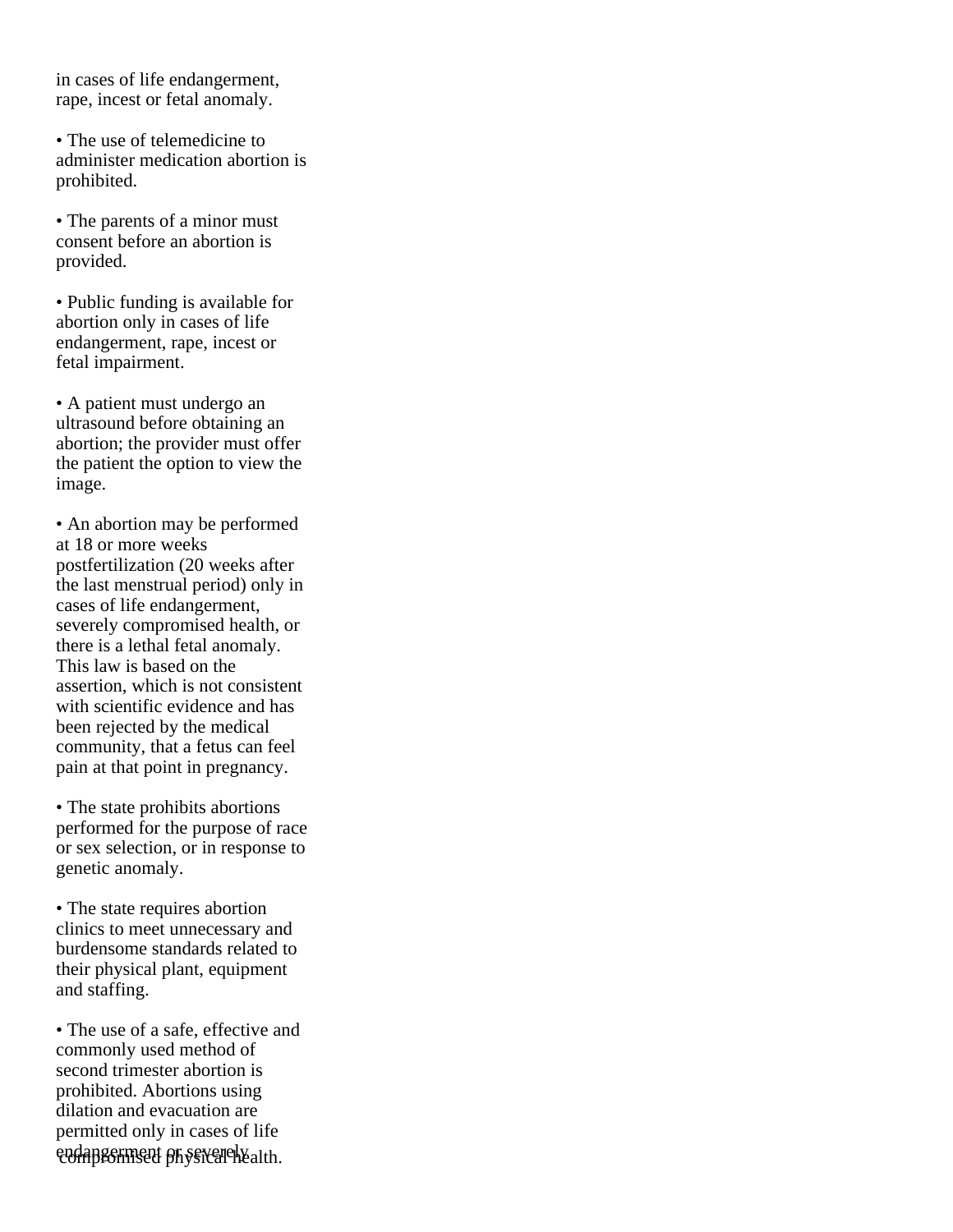in cases of life endangerment, rape, incest or fetal anomaly.

- The use of telemedicine to administer medication abortion is prohibited.

- The parents of a minor must consent before an abortion is provided.

- Public funding is available for abortion only in cases of life endangerment, rape, incest or fetal impairment.

- A patient must undergo an ultrasound before obtaining an abortion; the provider must offer the patient the option to view the image.

- An abortion may be performed at 18 or more weeks postfertilization (20 weeks after the last menstrual period) only in cases of life endangerment, severely compromised health, or there is a lethal fetal anomaly. This law is based on the assertion, which is not consistent with scientific evidence and has been rejected by the medical community, that a fetus can feel pain at that point in pregnancy.

- The state prohibits abortions performed for the purpose of race or sex selection, or in response to genetic anomaly.

- The state requires abortion clinics to meet unnecessary and burdensome standards related to their physical plant, equipment and staffing.

- The use of a safe, effective and commonly used method of second trimester abortion is prohibited. Abortions using dilation and evacuation are permitted only in cases of life endangerment or severely compromised physical health.